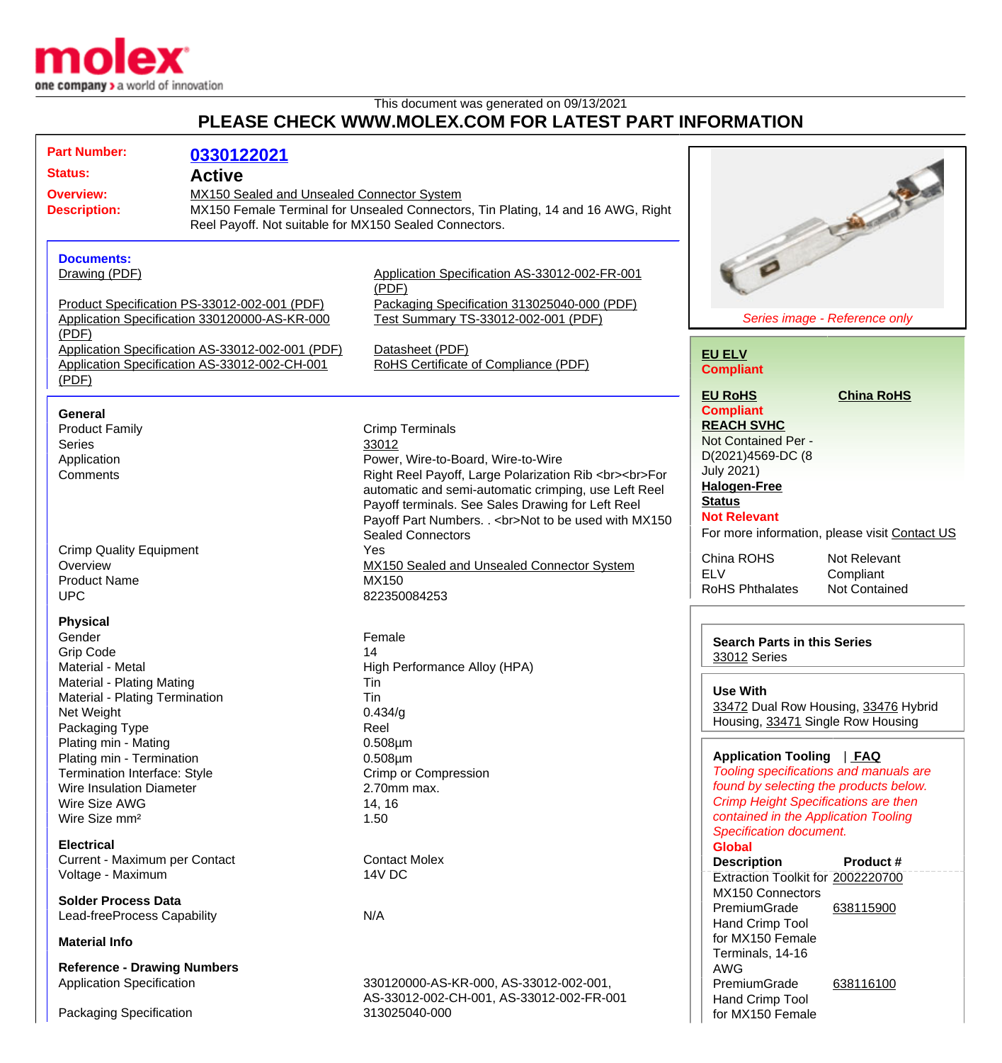This document was generated on 09/13/2021

## PLEASE CHECK WWW.MOLEX.COM FOR LATEST PART INFORMATION

**Part Number:** 0330122021

**Status:** Active

**Overview:** MX150 Sealed and Unsealed Connector System

**Description:** MX150 Female Terminal for Unsealed Connectors, Tin Plating, 14 and 16 AWG, Right Reel Payoff. Not suitable for MX150 Sealed Connectors.

### Documents:

- Drawing (PDF)
- Product Specification PS-33012-002-001 (PDF)
- Application Specification 330120000-AS-KR-000 (PDF)
- Application Specification AS-33012-002-001 (PDF)
- Application Specification AS-33012-002-CH-001 (PDF)
- Application Specification AS-33012-002-FR-001 (PDF)
- Packaging Specification 313025040-000 (PDF)
- Test Summary TS-33012-002-001 (PDF)
- Datasheet (PDF)
- RoHS Certificate of Compliance (PDF)

### General

| | |
|---|---|
| Product Family | Crimp Terminals |
| Series | 33012 |
| Application | Power, Wire-to-Board, Wire-to-Wire |
| Comments | Right Reel Payoff, Large Polarization Rib <br><br>For automatic and semi-automatic crimping, use Left Reel Payoff terminals. See Sales Drawing for Left Reel Payoff Part Numbers. . <br>Not to be used with MX150 Sealed Connectors |
| Crimp Quality Equipment | Yes |
| Overview | MX150 Sealed and Unsealed Connector System |
| Product Name | MX150 |
| UPC | 822350084253 |

### Physical

| | |
|---|---|
| Gender | Female |
| Grip Code | 14 |
| Material - Metal | High Performance Alloy (HPA) |
| Material - Plating Mating | Tin |
| Material - Plating Termination | Tin |
| Net Weight | 0.434/g |
| Packaging Type | Reel |
| Plating min - Mating | 0.508µm |
| Plating min - Termination | 0.508µm |
| Termination Interface: Style | Crimp or Compression |
| Wire Insulation Diameter | 2.70mm max. |
| Wire Size AWG | 14, 16 |
| Wire Size mm² | 1.50 |

### Electrical

| | |
|---|---|
| Current - Maximum per Contact | Contact Molex |
| Voltage - Maximum | 14V DC |

### Solder Process Data

| | |
|---|---|
| Lead-freeProcess Capability | N/A |

### Material Info

### Reference - Drawing Numbers

| | |
|---|---|
| Application Specification | 330120000-AS-KR-000, AS-33012-002-001, AS-33012-002-CH-001, AS-33012-002-FR-001 |
| Packaging Specification | 313025040-000 |

*Series image - Reference only*

**EU ELV**
**Compliant**

**EU RoHS** **China RoHS**
**Compliant**

**REACH SVHC**
Not Contained Per - D(2021)4569-DC (8 July 2021)

**Halogen-Free Status**
**Not Relevant**

For more information, please visit Contact US

| | |
|---|---|
| China ROHS | Not Relevant |
| ELV | Compliant |
| RoHS Phthalates | Not Contained |

**Search Parts in this Series**
33012 Series

**Use With**
33472 Dual Row Housing, 33476 Hybrid Housing, 33471 Single Row Housing

**Application Tooling** | **FAQ**

*Tooling specifications and manuals are found by selecting the products below. Crimp Height Specifications are then contained in the Application Tooling Specification document.*

**Global**

| Description | Product # |
|---|---|
| Extraction Toolkit for MX150 Connectors | 2002220700 |
| PremiumGrade Hand Crimp Tool for MX150 Female Terminals, 14-16 AWG | 638115900 |
| PremiumGrade Hand Crimp Tool for MX150 Female | 638116100 |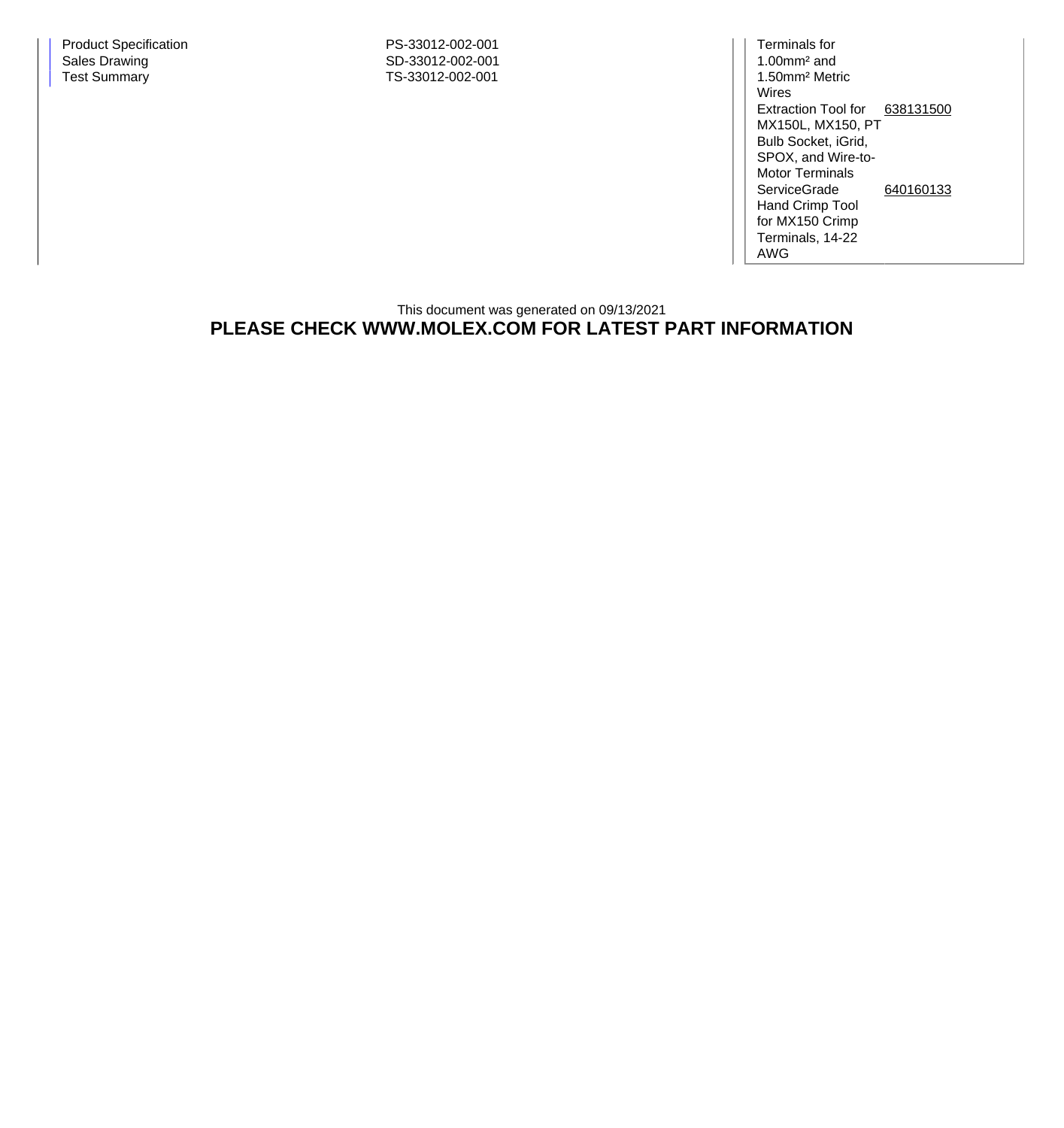| Product Specification | PS-33012-002-001 |
|---|---|
| Sales Drawing | SD-33012-002-001 |
| Test Summary | TS-33012-002-001 |

| | |
|---|---|
| Terminals for 1.00mm² and 1.50mm² Metric Wires | |
| Extraction Tool for MX150L, MX150, PT Bulb Socket, iGrid, SPOX, and Wire-to-Motor Terminals | 638131500 |
| ServiceGrade Hand Crimp Tool for MX150 Crimp Terminals, 14-22 AWG | 640160133 |

This document was generated on 09/13/2021

**PLEASE CHECK WWW.MOLEX.COM FOR LATEST PART INFORMATION**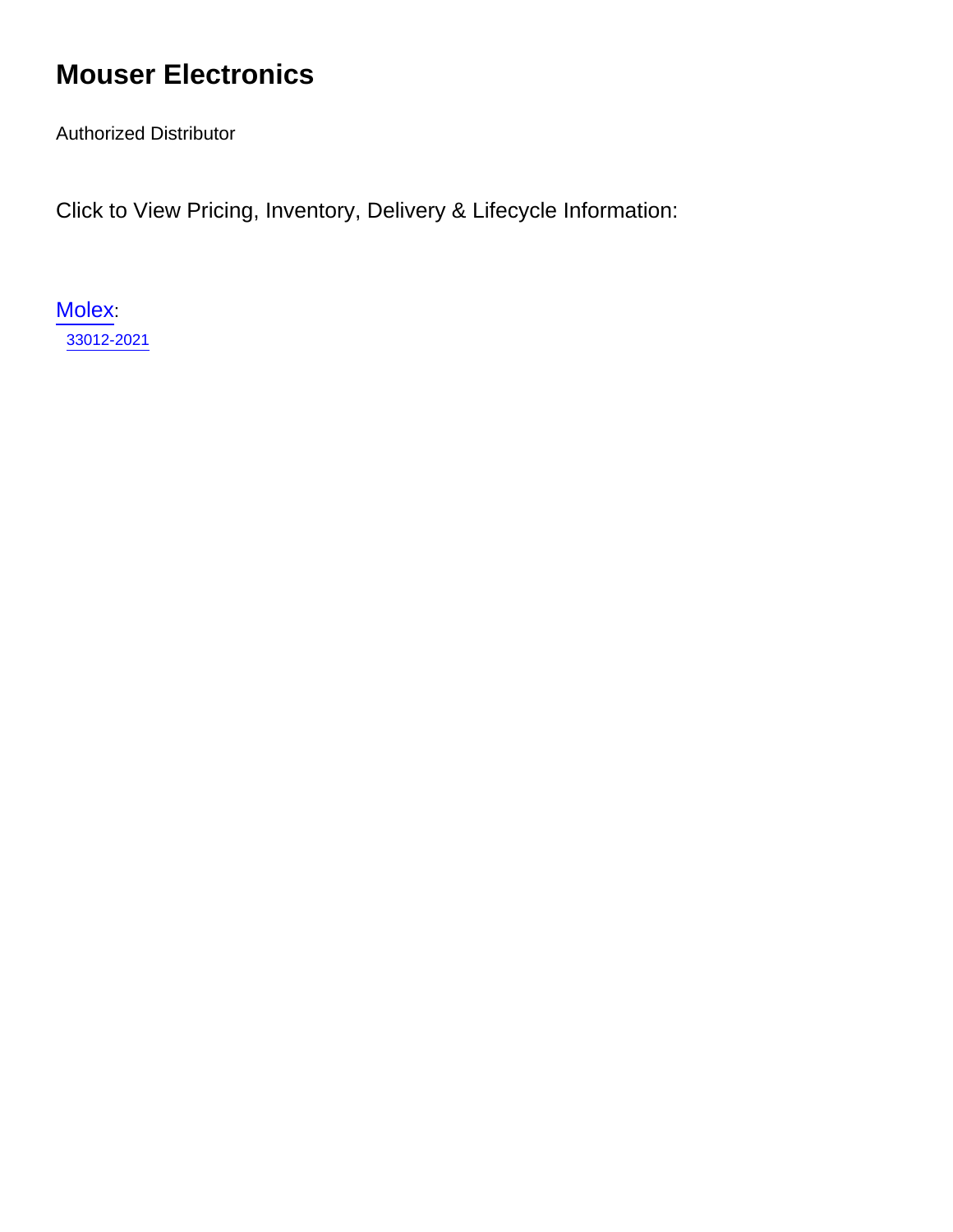# Mouser Electronics

Authorized Distributor

Click to View Pricing, Inventory, Delivery & Lifecycle Information:

Molex:

33012-2021